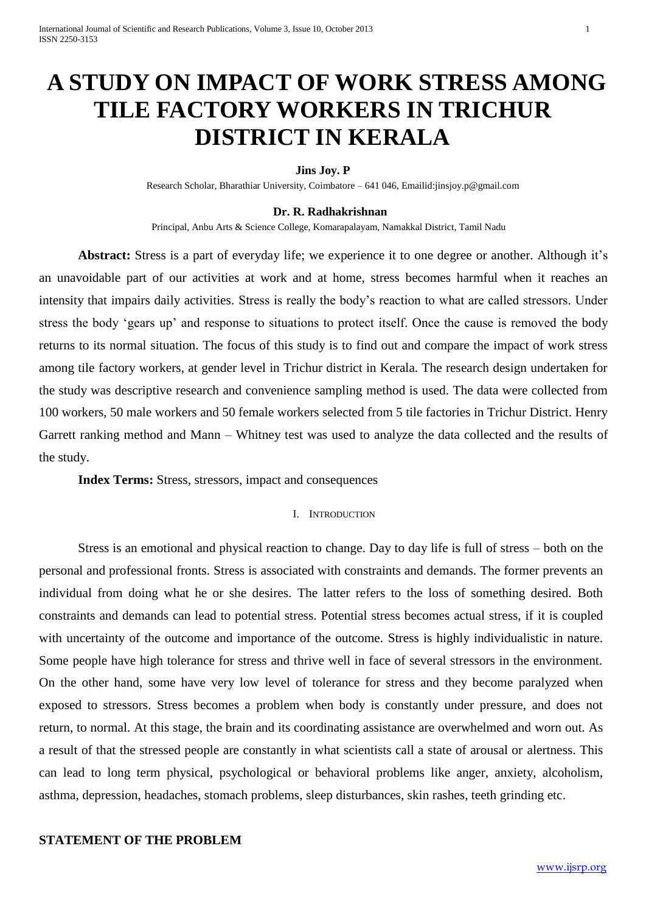# A STUDY ON IMPACT OF WORK STRESS AMONG TILE FACTORY WORKERS IN TRICHUR DISTRICT IN KERALA

**Jins Joy. P**

Research Scholar, Bharathiar University, Coimbatore – 641 046, Emailid:jinsjoy.p@gmail.com

**Dr. R. Radhakrishnan**

Principal, Anbu Arts & Science College, Komarapalayam, Namakkal District, Tamil Nadu

**Abstract:** Stress is a part of everyday life; we experience it to one degree or another. Although it's an unavoidable part of our activities at work and at home, stress becomes harmful when it reaches an intensity that impairs daily activities. Stress is really the body's reaction to what are called stressors. Under stress the body 'gears up' and response to situations to protect itself. Once the cause is removed the body returns to its normal situation. The focus of this study is to find out and compare the impact of work stress among tile factory workers, at gender level in Trichur district in Kerala. The research design undertaken for the study was descriptive research and convenience sampling method is used. The data were collected from 100 workers, 50 male workers and 50 female workers selected from 5 tile factories in Trichur District. Henry Garrett ranking method and Mann – Whitney test was used to analyze the data collected and the results of the study.

**Index Terms:** Stress, stressors, impact and consequences

## I. Introduction

Stress is an emotional and physical reaction to change. Day to day life is full of stress – both on the personal and professional fronts. Stress is associated with constraints and demands. The former prevents an individual from doing what he or she desires. The latter refers to the loss of something desired. Both constraints and demands can lead to potential stress. Potential stress becomes actual stress, if it is coupled with uncertainty of the outcome and importance of the outcome. Stress is highly individualistic in nature. Some people have high tolerance for stress and thrive well in face of several stressors in the environment. On the other hand, some have very low level of tolerance for stress and they become paralyzed when exposed to stressors. Stress becomes a problem when body is constantly under pressure, and does not return, to normal. At this stage, the brain and its coordinating assistance are overwhelmed and worn out. As a result of that the stressed people are constantly in what scientists call a state of arousal or alertness. This can lead to long term physical, psychological or behavioral problems like anger, anxiety, alcoholism, asthma, depression, headaches, stomach problems, sleep disturbances, skin rashes, teeth grinding etc.

## STATEMENT OF THE PROBLEM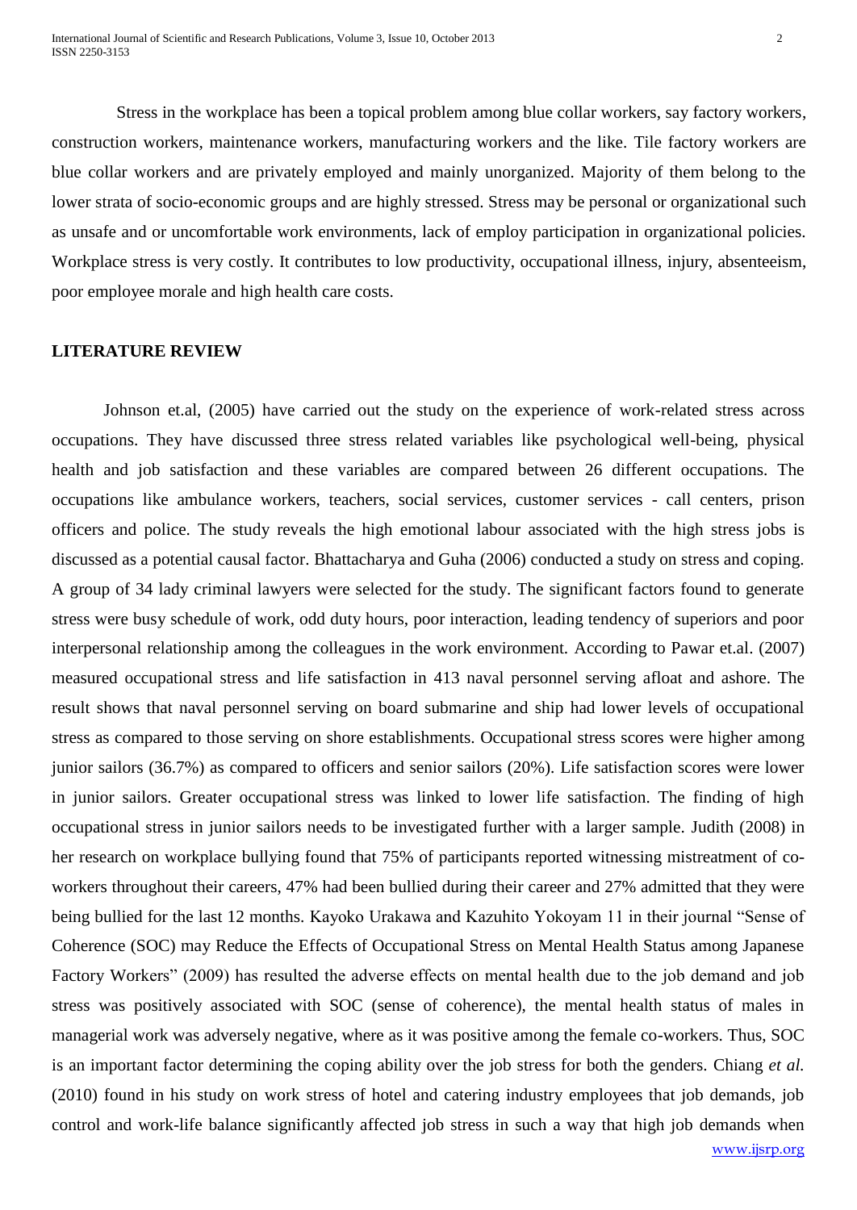Stress in the workplace has been a topical problem among blue collar workers, say factory workers, construction workers, maintenance workers, manufacturing workers and the like. Tile factory workers are blue collar workers and are privately employed and mainly unorganized. Majority of them belong to the lower strata of socio-economic groups and are highly stressed. Stress may be personal or organizational such as unsafe and or uncomfortable work environments, lack of employ participation in organizational policies. Workplace stress is very costly. It contributes to low productivity, occupational illness, injury, absenteeism, poor employee morale and high health care costs.

## LITERATURE REVIEW

Johnson et.al, (2005) have carried out the study on the experience of work-related stress across occupations. They have discussed three stress related variables like psychological well-being, physical health and job satisfaction and these variables are compared between 26 different occupations. The occupations like ambulance workers, teachers, social services, customer services - call centers, prison officers and police. The study reveals the high emotional labour associated with the high stress jobs is discussed as a potential causal factor. Bhattacharya and Guha (2006) conducted a study on stress and coping. A group of 34 lady criminal lawyers were selected for the study. The significant factors found to generate stress were busy schedule of work, odd duty hours, poor interaction, leading tendency of superiors and poor interpersonal relationship among the colleagues in the work environment. According to Pawar et.al. (2007) measured occupational stress and life satisfaction in 413 naval personnel serving afloat and ashore. The result shows that naval personnel serving on board submarine and ship had lower levels of occupational stress as compared to those serving on shore establishments. Occupational stress scores were higher among junior sailors (36.7%) as compared to officers and senior sailors (20%). Life satisfaction scores were lower in junior sailors. Greater occupational stress was linked to lower life satisfaction. The finding of high occupational stress in junior sailors needs to be investigated further with a larger sample. Judith (2008) in her research on workplace bullying found that 75% of participants reported witnessing mistreatment of co-workers throughout their careers, 47% had been bullied during their career and 27% admitted that they were being bullied for the last 12 months. Kayoko Urakawa and Kazuhito Yokoyam 11 in their journal "Sense of Coherence (SOC) may Reduce the Effects of Occupational Stress on Mental Health Status among Japanese Factory Workers" (2009) has resulted the adverse effects on mental health due to the job demand and job stress was positively associated with SOC (sense of coherence), the mental health status of males in managerial work was adversely negative, where as it was positive among the female co-workers. Thus, SOC is an important factor determining the coping ability over the job stress for both the genders. Chiang *et al.* (2010) found in his study on work stress of hotel and catering industry employees that job demands, job control and work-life balance significantly affected job stress in such a way that high job demands when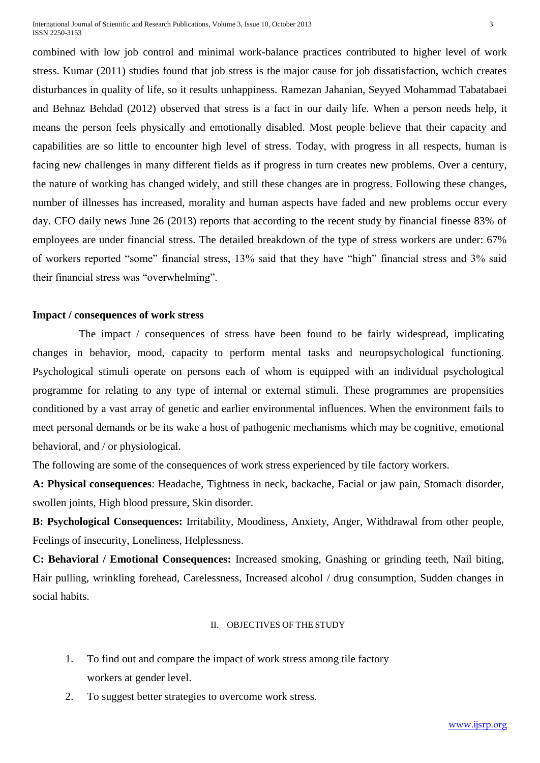combined with low job control and minimal work-balance practices contributed to higher level of work stress. Kumar (2011) studies found that job stress is the major cause for job dissatisfaction, wchich creates disturbances in quality of life, so it results unhappiness. Ramezan Jahanian, Seyyed Mohammad Tabatabaei and Behnaz Behdad (2012) observed that stress is a fact in our daily life. When a person needs help, it means the person feels physically and emotionally disabled. Most people believe that their capacity and capabilities are so little to encounter high level of stress. Today, with progress in all respects, human is facing new challenges in many different fields as if progress in turn creates new problems. Over a century, the nature of working has changed widely, and still these changes are in progress. Following these changes, number of illnesses has increased, morality and human aspects have faded and new problems occur every day. CFO daily news June 26 (2013) reports that according to the recent study by financial finesse 83% of employees are under financial stress. The detailed breakdown of the type of stress workers are under: 67% of workers reported "some" financial stress, 13% said that they have "high" financial stress and 3% said their financial stress was "overwhelming".

**Impact / consequences of work stress**

The impact / consequences of stress have been found to be fairly widespread, implicating changes in behavior, mood, capacity to perform mental tasks and neuropsychological functioning. Psychological stimuli operate on persons each of whom is equipped with an individual psychological programme for relating to any type of internal or external stimuli. These programmes are propensities conditioned by a vast array of genetic and earlier environmental influences. When the environment fails to meet personal demands or be its wake a host of pathogenic mechanisms which may be cognitive, emotional behavioral, and / or physiological.

The following are some of the consequences of work stress experienced by tile factory workers.

**A: Physical consequences**: Headache, Tightness in neck, backache, Facial or jaw pain, Stomach disorder, swollen joints, High blood pressure, Skin disorder.

**B: Psychological Consequences:** Irritability, Moodiness, Anxiety, Anger, Withdrawal from other people, Feelings of insecurity, Loneliness, Helplessness.

**C: Behavioral / Emotional Consequences:** Increased smoking, Gnashing or grinding teeth, Nail biting, Hair pulling, wrinkling forehead, Carelessness, Increased alcohol / drug consumption, Sudden changes in social habits.

## II. OBJECTIVES OF THE STUDY

1. To find out and compare the impact of work stress among tile factory workers at gender level.
2. To suggest better strategies to overcome work stress.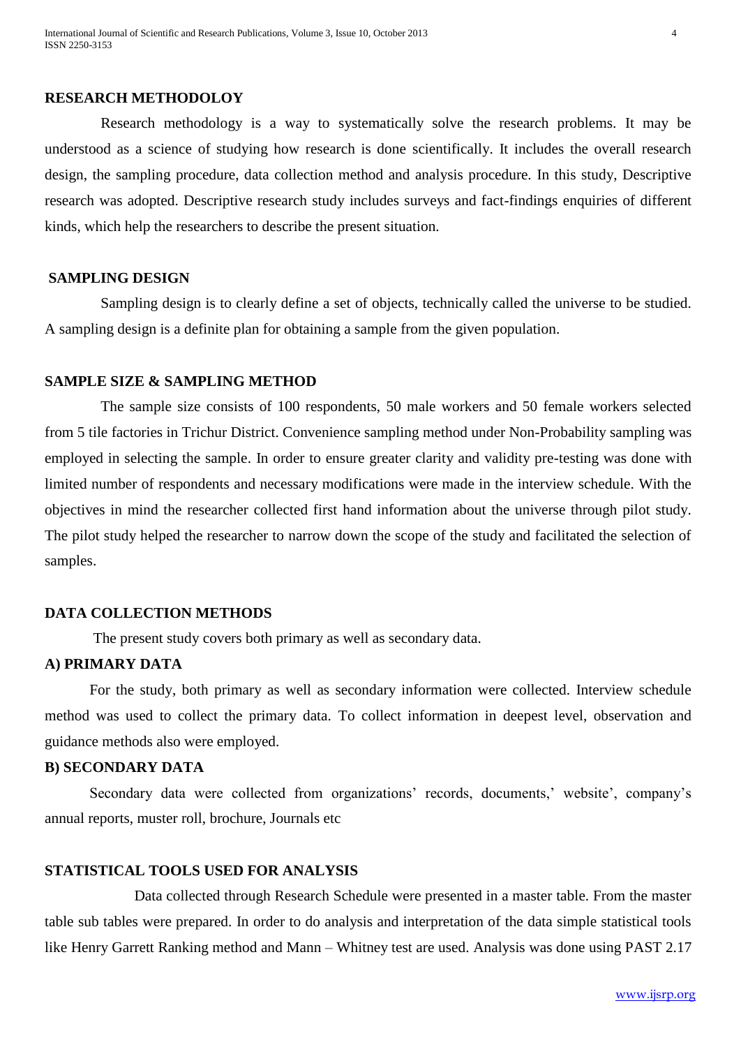## RESEARCH METHODOLOY

Research methodology is a way to systematically solve the research problems. It may be understood as a science of studying how research is done scientifically. It includes the overall research design, the sampling procedure, data collection method and analysis procedure. In this study, Descriptive research was adopted. Descriptive research study includes surveys and fact-findings enquiries of different kinds, which help the researchers to describe the present situation.

## SAMPLING DESIGN

Sampling design is to clearly define a set of objects, technically called the universe to be studied. A sampling design is a definite plan for obtaining a sample from the given population.

## SAMPLE SIZE & SAMPLING METHOD

The sample size consists of 100 respondents, 50 male workers and 50 female workers selected from 5 tile factories in Trichur District. Convenience sampling method under Non-Probability sampling was employed in selecting the sample. In order to ensure greater clarity and validity pre-testing was done with limited number of respondents and necessary modifications were made in the interview schedule. With the objectives in mind the researcher collected first hand information about the universe through pilot study. The pilot study helped the researcher to narrow down the scope of the study and facilitated the selection of samples.

## DATA COLLECTION METHODS

The present study covers both primary as well as secondary data.

### A) PRIMARY DATA

For the study, both primary as well as secondary information were collected. Interview schedule method was used to collect the primary data. To collect information in deepest level, observation and guidance methods also were employed.

### B) SECONDARY DATA

Secondary data were collected from organizations' records, documents,' website', company's annual reports, muster roll, brochure, Journals etc

## STATISTICAL TOOLS USED FOR ANALYSIS

Data collected through Research Schedule were presented in a master table. From the master table sub tables were prepared. In order to do analysis and interpretation of the data simple statistical tools like Henry Garrett Ranking method and Mann – Whitney test are used. Analysis was done using PAST 2.17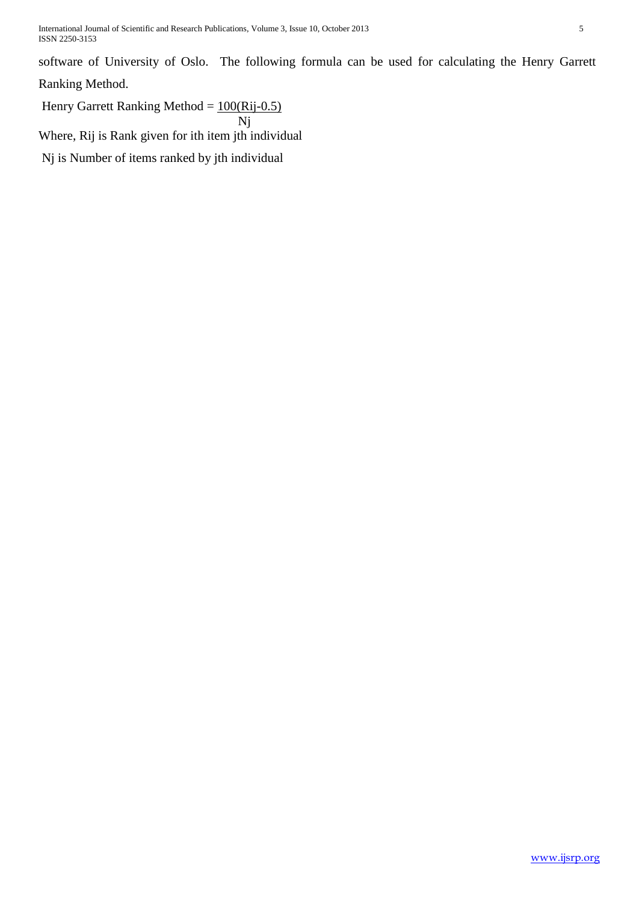software of University of Oslo. The following formula can be used for calculating the Henry Garrett Ranking Method.

$$\text{Henry Garrett Ranking Method} = \frac{100(R_{ij}-0.5)}{N_j}$$

Where, $R_{ij}$ is Rank given for ith item jth individual

$N_j$ is Number of items ranked by jth individual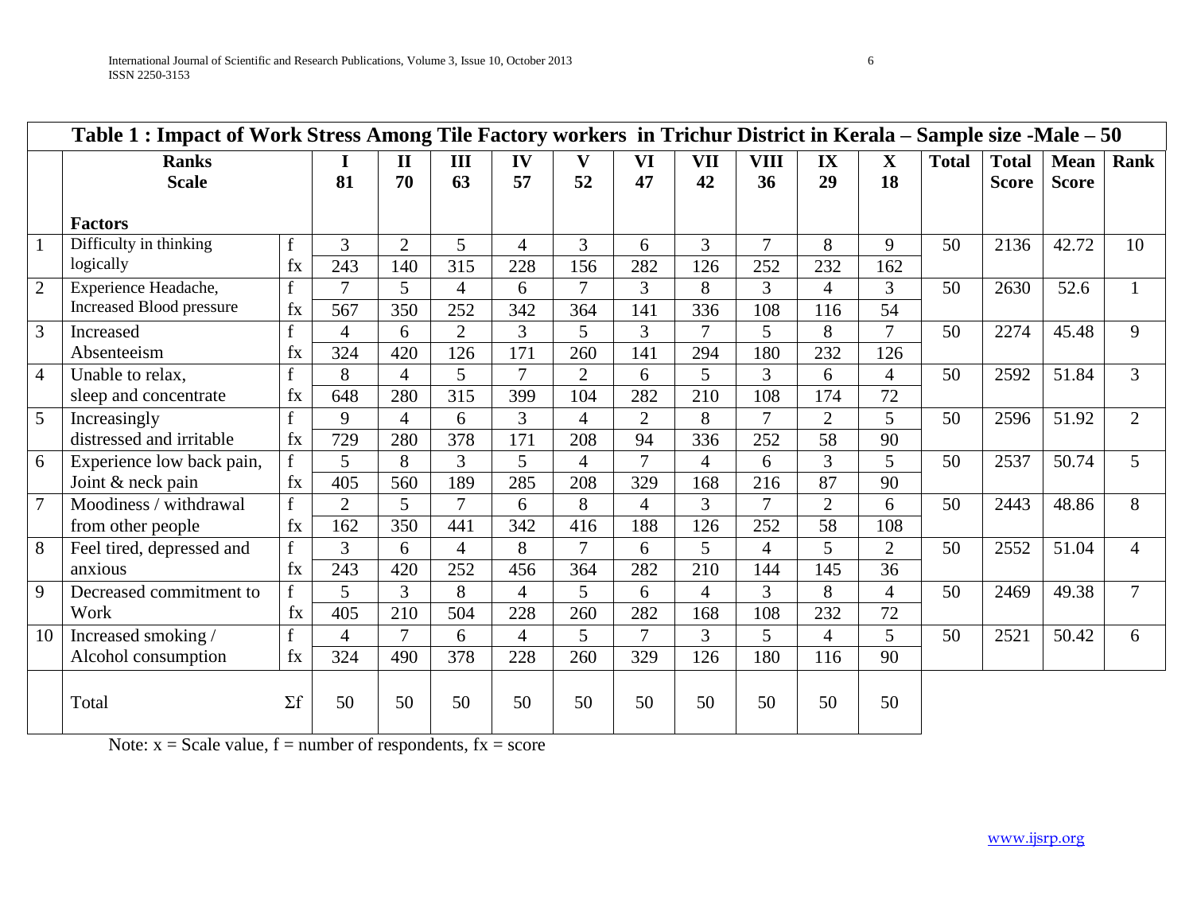**Table 1 : Impact of Work Stress Among Tile Factory workers in Trichur District in Kerala – Sample size -Male – 50**

| | Ranks / Scale / Factors | | I 81 | II 70 | III 63 | IV 57 | V 52 | VI 47 | VII 42 | VIII 36 | IX 29 | X 18 | Total | Total Score | Mean Score | Rank |
|---|---|---|---|---|---|---|---|---|---|---|---|---|---|---|---|---|
| 1 | Difficulty in thinking logically | f | 3 | 2 | 5 | 4 | 3 | 6 | 3 | 7 | 8 | 9 | 50 | 2136 | 42.72 | 10 |
| | | fx | 243 | 140 | 315 | 228 | 156 | 282 | 126 | 252 | 232 | 162 | | | | |
| 2 | Experience Headache, Increased Blood pressure | f | 7 | 5 | 4 | 6 | 7 | 3 | 8 | 3 | 4 | 3 | 50 | 2630 | 52.6 | 1 |
| | | fx | 567 | 350 | 252 | 342 | 364 | 141 | 336 | 108 | 116 | 54 | | | | |
| 3 | Increased Absenteeism | f | 4 | 6 | 2 | 3 | 5 | 3 | 7 | 5 | 8 | 7 | 50 | 2274 | 45.48 | 9 |
| | | fx | 324 | 420 | 126 | 171 | 260 | 141 | 294 | 180 | 232 | 126 | | | | |
| 4 | Unable to relax, sleep and concentrate | f | 8 | 4 | 5 | 7 | 2 | 6 | 5 | 3 | 6 | 4 | 50 | 2592 | 51.84 | 3 |
| | | fx | 648 | 280 | 315 | 399 | 104 | 282 | 210 | 108 | 174 | 72 | | | | |
| 5 | Increasingly distressed and irritable | f | 9 | 4 | 6 | 3 | 4 | 2 | 8 | 7 | 2 | 5 | 50 | 2596 | 51.92 | 2 |
| | | fx | 729 | 280 | 378 | 171 | 208 | 94 | 336 | 252 | 58 | 90 | | | | |
| 6 | Experience low back pain, Joint & neck pain | f | 5 | 8 | 3 | 5 | 4 | 7 | 4 | 6 | 3 | 5 | 50 | 2537 | 50.74 | 5 |
| | | fx | 405 | 560 | 189 | 285 | 208 | 329 | 168 | 216 | 87 | 90 | | | | |
| 7 | Moodiness / withdrawal from other people | f | 2 | 5 | 7 | 6 | 8 | 4 | 3 | 7 | 2 | 6 | 50 | 2443 | 48.86 | 8 |
| | | fx | 162 | 350 | 441 | 342 | 416 | 188 | 126 | 252 | 58 | 108 | | | | |
| 8 | Feel tired, depressed and anxious | f | 3 | 6 | 4 | 8 | 7 | 6 | 5 | 4 | 5 | 2 | 50 | 2552 | 51.04 | 4 |
| | | fx | 243 | 420 | 252 | 456 | 364 | 282 | 210 | 144 | 145 | 36 | | | | |
| 9 | Decreased commitment to Work | f | 5 | 3 | 8 | 4 | 5 | 6 | 4 | 3 | 8 | 4 | 50 | 2469 | 49.38 | 7 |
| | | fx | 405 | 210 | 504 | 228 | 260 | 282 | 168 | 108 | 232 | 72 | | | | |
| 10 | Increased smoking / Alcohol consumption | f | 4 | 7 | 6 | 4 | 5 | 7 | 3 | 5 | 4 | 5 | 50 | 2521 | 50.42 | 6 |
| | | fx | 324 | 490 | 378 | 228 | 260 | 329 | 126 | 180 | 116 | 90 | | | | |
| | Total | Σf | 50 | 50 | 50 | 50 | 50 | 50 | 50 | 50 | 50 | 50 | | | | |

Note: x = Scale value, f = number of respondents, fx = score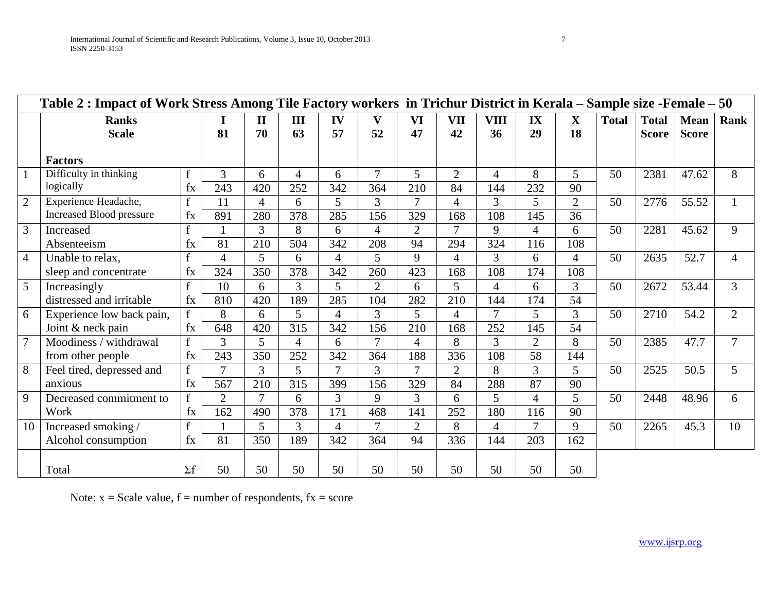**Table 2 : Impact of Work Stress Among Tile Factory workers in Trichur District in Kerala – Sample size -Female – 50**

| | Ranks / Scale / Factors | | I 81 | II 70 | III 63 | IV 57 | V 52 | VI 47 | VII 42 | VIII 36 | IX 29 | X 18 | Total | Total Score | Mean Score | Rank |
|---|---|---|---|---|---|---|---|---|---|---|---|---|---|---|---|---|
| 1 | Difficulty in thinking logically | f | 3 | 6 | 4 | 6 | 7 | 5 | 2 | 4 | 8 | 5 | 50 | 2381 | 47.62 | 8 |
| | | fx | 243 | 420 | 252 | 342 | 364 | 210 | 84 | 144 | 232 | 90 | | | | |
| 2 | Experience Headache, Increased Blood pressure | f | 11 | 4 | 6 | 5 | 3 | 7 | 4 | 3 | 5 | 2 | 50 | 2776 | 55.52 | 1 |
| | | fx | 891 | 280 | 378 | 285 | 156 | 329 | 168 | 108 | 145 | 36 | | | | |
| 3 | Increased Absenteeism | f | 1 | 3 | 8 | 6 | 4 | 2 | 7 | 9 | 4 | 6 | 50 | 2281 | 45.62 | 9 |
| | | fx | 81 | 210 | 504 | 342 | 208 | 94 | 294 | 324 | 116 | 108 | | | | |
| 4 | Unable to relax, sleep and concentrate | f | 4 | 5 | 6 | 4 | 5 | 9 | 4 | 3 | 6 | 4 | 50 | 2635 | 52.7 | 4 |
| | | fx | 324 | 350 | 378 | 342 | 260 | 423 | 168 | 108 | 174 | 108 | | | | |
| 5 | Increasingly distressed and irritable | f | 10 | 6 | 3 | 5 | 2 | 6 | 5 | 4 | 6 | 3 | 50 | 2672 | 53.44 | 3 |
| | | fx | 810 | 420 | 189 | 285 | 104 | 282 | 210 | 144 | 174 | 54 | | | | |
| 6 | Experience low back pain, Joint & neck pain | f | 8 | 6 | 5 | 4 | 3 | 5 | 4 | 7 | 5 | 3 | 50 | 2710 | 54.2 | 2 |
| | | fx | 648 | 420 | 315 | 342 | 156 | 210 | 168 | 252 | 145 | 54 | | | | |
| 7 | Moodiness / withdrawal from other people | f | 3 | 5 | 4 | 6 | 7 | 4 | 8 | 3 | 2 | 8 | 50 | 2385 | 47.7 | 7 |
| | | fx | 243 | 350 | 252 | 342 | 364 | 188 | 336 | 108 | 58 | 144 | | | | |
| 8 | Feel tired, depressed and anxious | f | 7 | 3 | 5 | 7 | 3 | 7 | 2 | 8 | 3 | 5 | 50 | 2525 | 50.5 | 5 |
| | | fx | 567 | 210 | 315 | 399 | 156 | 329 | 84 | 288 | 87 | 90 | | | | |
| 9 | Decreased commitment to Work | f | 2 | 7 | 6 | 3 | 9 | 3 | 6 | 5 | 4 | 5 | 50 | 2448 | 48.96 | 6 |
| | | fx | 162 | 490 | 378 | 171 | 468 | 141 | 252 | 180 | 116 | 90 | | | | |
| 10 | Increased smoking / Alcohol consumption | f | 1 | 5 | 3 | 4 | 7 | 2 | 8 | 4 | 7 | 9 | 50 | 2265 | 45.3 | 10 |
| | | fx | 81 | 350 | 189 | 342 | 364 | 94 | 336 | 144 | 203 | 162 | | | | |
| | Total | Σf | 50 | 50 | 50 | 50 | 50 | 50 | 50 | 50 | 50 | 50 | | | | |

Note: x = Scale value, f = number of respondents, fx = score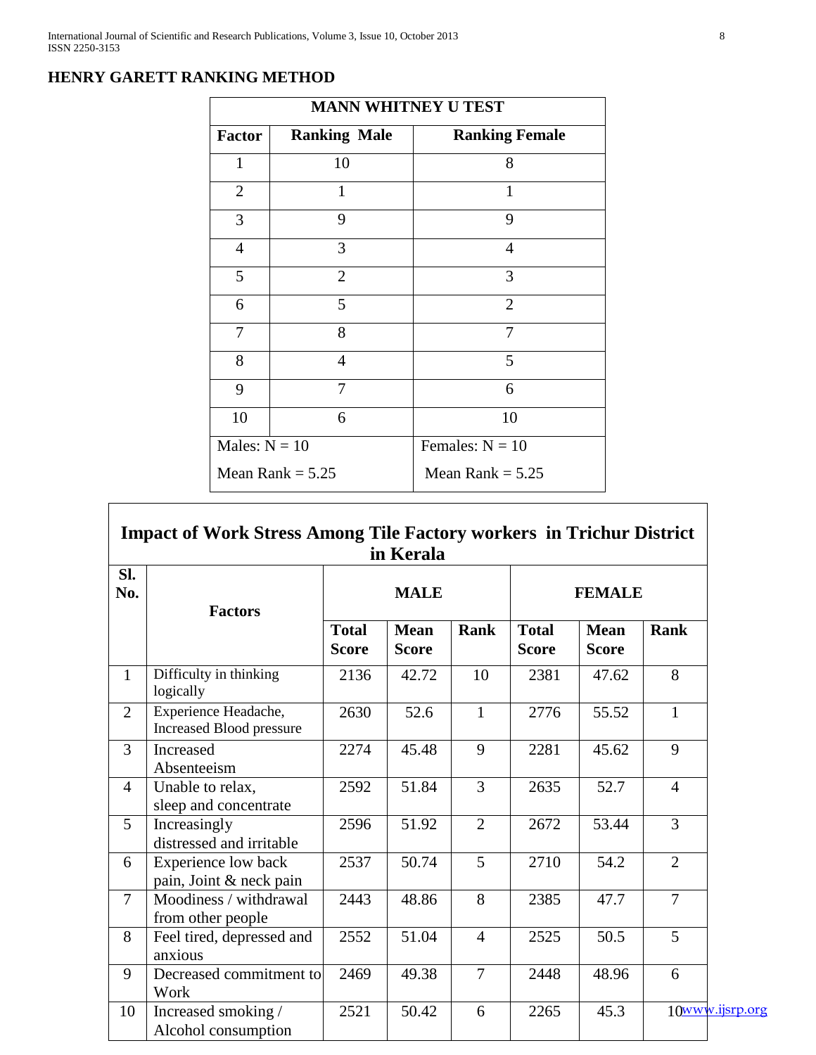## HENRY GARETT RANKING METHOD

| MANN WHITNEY U TEST | | |
|---|---|---|
| **Factor** | **Ranking Male** | **Ranking Female** |
| 1 | 10 | 8 |
| 2 | 1 | 1 |
| 3 | 9 | 9 |
| 4 | 3 | 4 |
| 5 | 2 | 3 |
| 6 | 5 | 2 |
| 7 | 8 | 7 |
| 8 | 4 | 5 |
| 9 | 7 | 6 |
| 10 | 6 | 10 |
| Males: N = 10<br>Mean Rank = 5.25 | | Females: N = 10<br>Mean Rank = 5.25 |

**Impact of Work Stress Among Tile Factory workers in Trichur District in Kerala**

| Sl. No. | Factors | MALE | | | FEMALE | | |
|---|---|---|---|---|---|---|---|
| | | **Total Score** | **Mean Score** | **Rank** | **Total Score** | **Mean Score** | **Rank** |
| 1 | Difficulty in thinking logically | 2136 | 42.72 | 10 | 2381 | 47.62 | 8 |
| 2 | Experience Headache, Increased Blood pressure | 2630 | 52.6 | 1 | 2776 | 55.52 | 1 |
| 3 | Increased Absenteeism | 2274 | 45.48 | 9 | 2281 | 45.62 | 9 |
| 4 | Unable to relax, sleep and concentrate | 2592 | 51.84 | 3 | 2635 | 52.7 | 4 |
| 5 | Increasingly distressed and irritable | 2596 | 51.92 | 2 | 2672 | 53.44 | 3 |
| 6 | Experience low back pain, Joint & neck pain | 2537 | 50.74 | 5 | 2710 | 54.2 | 2 |
| 7 | Moodiness / withdrawal from other people | 2443 | 48.86 | 8 | 2385 | 47.7 | 7 |
| 8 | Feel tired, depressed and anxious | 2552 | 51.04 | 4 | 2525 | 50.5 | 5 |
| 9 | Decreased commitment to Work | 2469 | 49.38 | 7 | 2448 | 48.96 | 6 |
| 10 | Increased smoking / Alcohol consumption | 2521 | 50.42 | 6 | 2265 | 45.3 | 10 |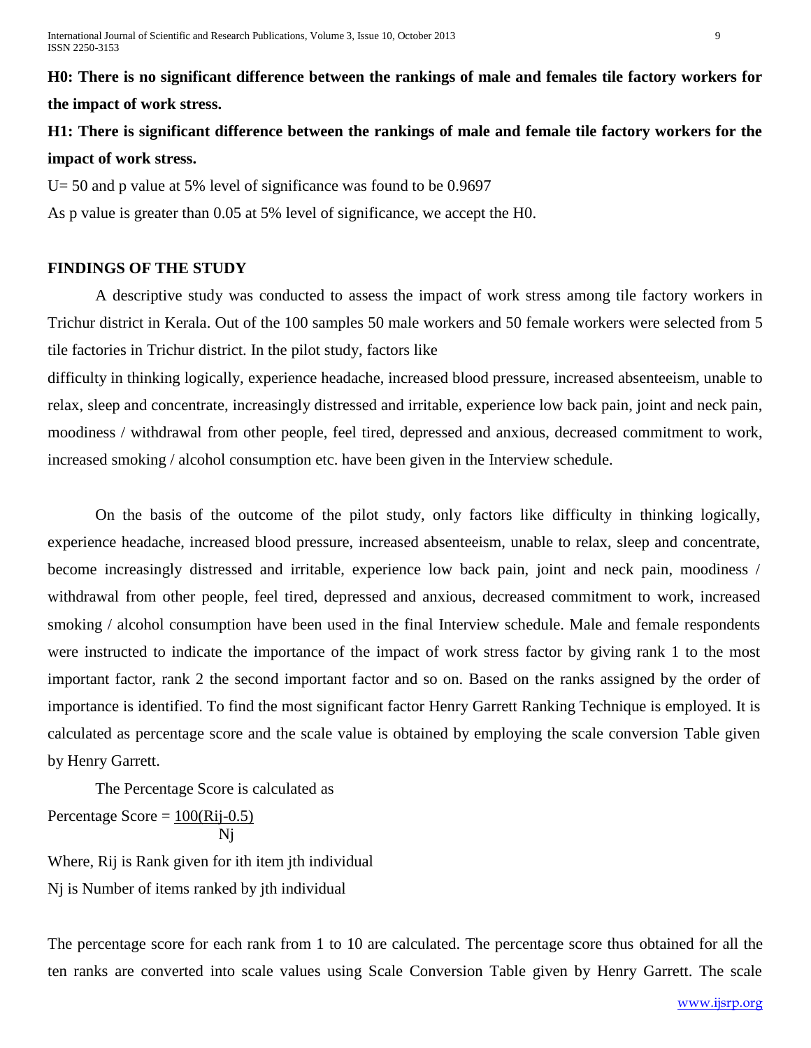**H0: There is no significant difference between the rankings of male and females tile factory workers for the impact of work stress.**

**H1: There is significant difference between the rankings of male and female tile factory workers for the impact of work stress.**

U= 50 and p value at 5% level of significance was found to be 0.9697

As p value is greater than 0.05 at 5% level of significance, we accept the H0.

## FINDINGS OF THE STUDY

A descriptive study was conducted to assess the impact of work stress among tile factory workers in Trichur district in Kerala. Out of the 100 samples 50 male workers and 50 female workers were selected from 5 tile factories in Trichur district. In the pilot study, factors like

difficulty in thinking logically, experience headache, increased blood pressure, increased absenteeism, unable to relax, sleep and concentrate, increasingly distressed and irritable, experience low back pain, joint and neck pain, moodiness / withdrawal from other people, feel tired, depressed and anxious, decreased commitment to work, increased smoking / alcohol consumption etc. have been given in the Interview schedule.

On the basis of the outcome of the pilot study, only factors like difficulty in thinking logically, experience headache, increased blood pressure, increased absenteeism, unable to relax, sleep and concentrate, become increasingly distressed and irritable, experience low back pain, joint and neck pain, moodiness / withdrawal from other people, feel tired, depressed and anxious, decreased commitment to work, increased smoking / alcohol consumption have been used in the final Interview schedule. Male and female respondents were instructed to indicate the importance of the impact of work stress factor by giving rank 1 to the most important factor, rank 2 the second important factor and so on. Based on the ranks assigned by the order of importance is identified. To find the most significant factor Henry Garrett Ranking Technique is employed. It is calculated as percentage score and the scale value is obtained by employing the scale conversion Table given by Henry Garrett.

The Percentage Score is calculated as

$$\text{Percentage Score} = \frac{100(R_{ij}-0.5)}{N_j}$$

Where, $R_{ij}$ is Rank given for ith item jth individual

$N_j$ is Number of items ranked by jth individual

The percentage score for each rank from 1 to 10 are calculated. The percentage score thus obtained for all the ten ranks are converted into scale values using Scale Conversion Table given by Henry Garrett. The scale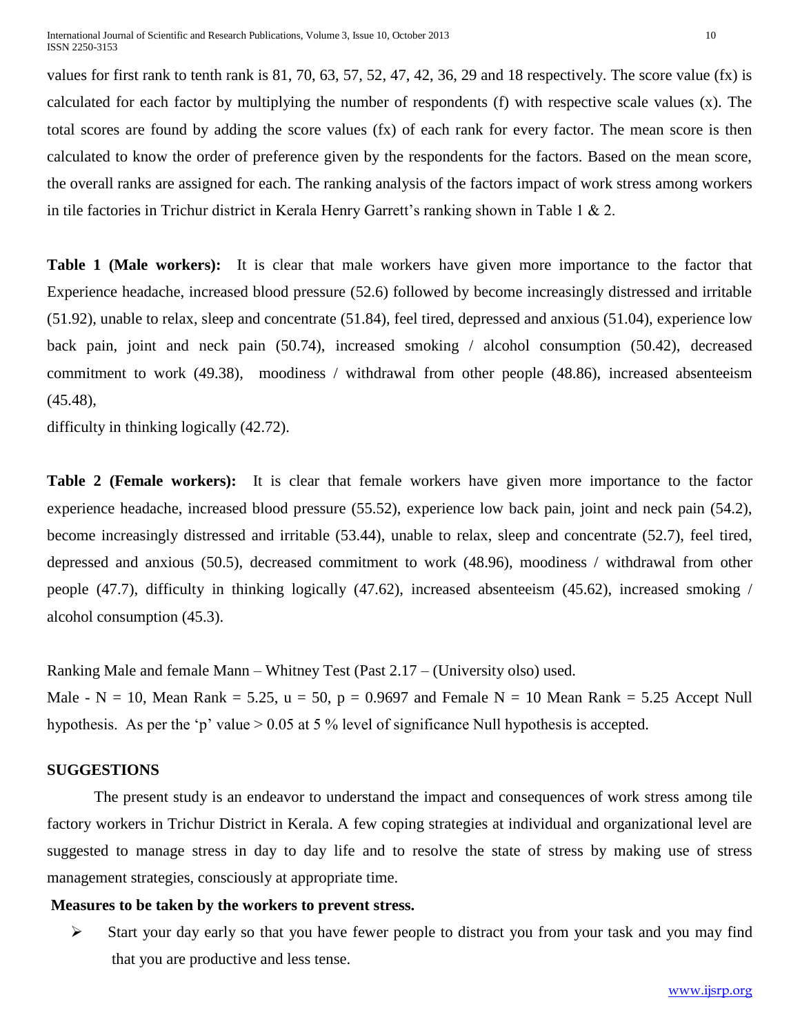values for first rank to tenth rank is 81, 70, 63, 57, 52, 47, 42, 36, 29 and 18 respectively. The score value (fx) is calculated for each factor by multiplying the number of respondents (f) with respective scale values (x). The total scores are found by adding the score values (fx) of each rank for every factor. The mean score is then calculated to know the order of preference given by the respondents for the factors. Based on the mean score, the overall ranks are assigned for each. The ranking analysis of the factors impact of work stress among workers in tile factories in Trichur district in Kerala Henry Garrett's ranking shown in Table 1 & 2.

**Table 1 (Male workers):** It is clear that male workers have given more importance to the factor that Experience headache, increased blood pressure (52.6) followed by become increasingly distressed and irritable (51.92), unable to relax, sleep and concentrate (51.84), feel tired, depressed and anxious (51.04), experience low back pain, joint and neck pain (50.74), increased smoking / alcohol consumption (50.42), decreased commitment to work (49.38), moodiness / withdrawal from other people (48.86), increased absenteeism (45.48),

difficulty in thinking logically (42.72).

**Table 2 (Female workers):** It is clear that female workers have given more importance to the factor experience headache, increased blood pressure (55.52), experience low back pain, joint and neck pain (54.2), become increasingly distressed and irritable (53.44), unable to relax, sleep and concentrate (52.7), feel tired, depressed and anxious (50.5), decreased commitment to work (48.96), moodiness / withdrawal from other people (47.7), difficulty in thinking logically (47.62), increased absenteeism (45.62), increased smoking / alcohol consumption (45.3).

Ranking Male and female Mann – Whitney Test (Past 2.17 – (University olso) used.

Male - $N = 10$, Mean Rank = 5.25, $u = 50$, $p = 0.9697$ and Female $N = 10$ Mean Rank = 5.25 Accept Null hypothesis. As per the 'p' value > 0.05 at 5 % level of significance Null hypothesis is accepted.

## SUGGESTIONS

The present study is an endeavor to understand the impact and consequences of work stress among tile factory workers in Trichur District in Kerala. A few coping strategies at individual and organizational level are suggested to manage stress in day to day life and to resolve the state of stress by making use of stress management strategies, consciously at appropriate time.

**Measures to be taken by the workers to prevent stress.**

- Start your day early so that you have fewer people to distract you from your task and you may find that you are productive and less tense.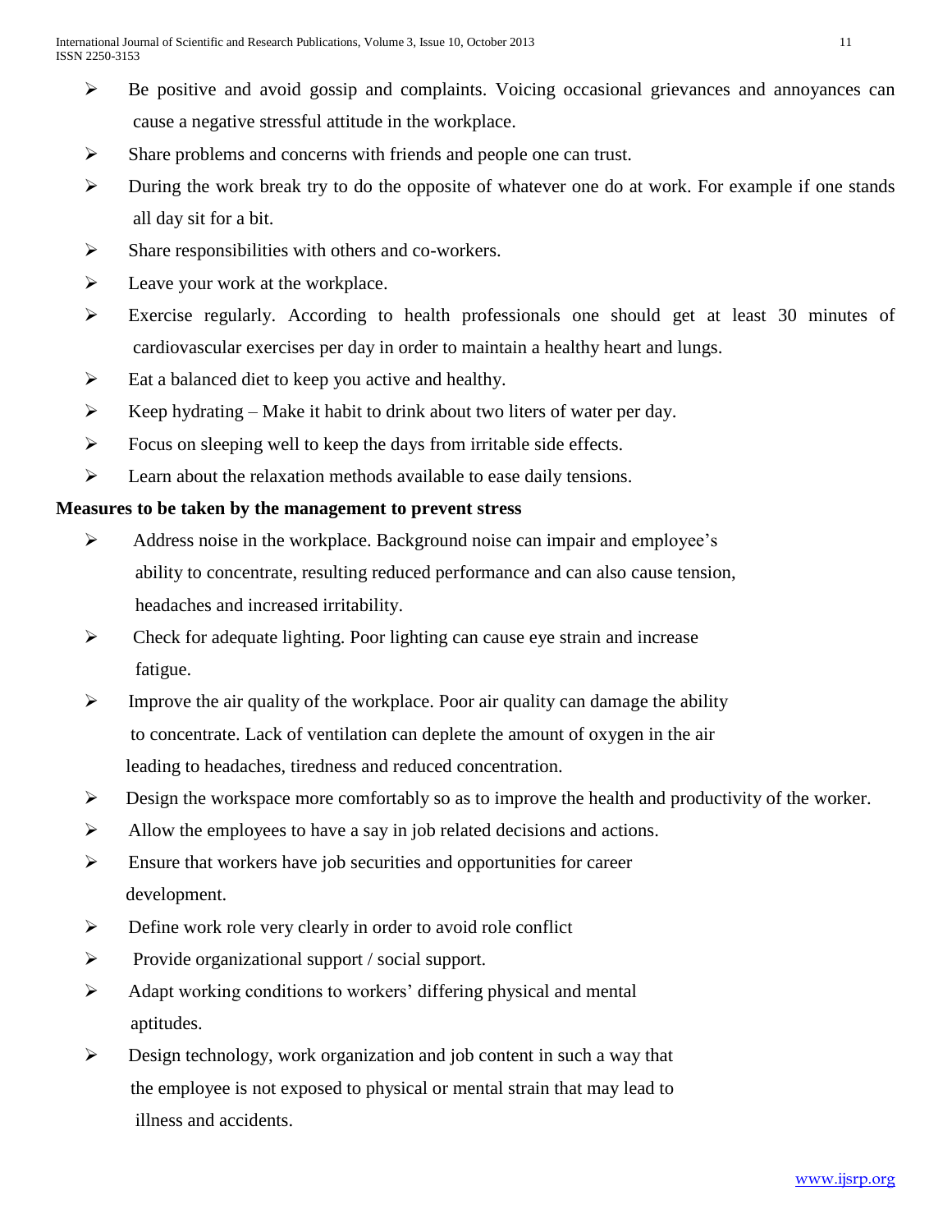- Be positive and avoid gossip and complaints. Voicing occasional grievances and annoyances can cause a negative stressful attitude in the workplace.
- Share problems and concerns with friends and people one can trust.
- During the work break try to do the opposite of whatever one do at work. For example if one stands all day sit for a bit.
- Share responsibilities with others and co-workers.
- Leave your work at the workplace.
- Exercise regularly. According to health professionals one should get at least 30 minutes of cardiovascular exercises per day in order to maintain a healthy heart and lungs.
- Eat a balanced diet to keep you active and healthy.
- Keep hydrating – Make it habit to drink about two liters of water per day.
- Focus on sleeping well to keep the days from irritable side effects.
- Learn about the relaxation methods available to ease daily tensions.

**Measures to be taken by the management to prevent stress**

- Address noise in the workplace. Background noise can impair and employee's ability to concentrate, resulting reduced performance and can also cause tension, headaches and increased irritability.
- Check for adequate lighting. Poor lighting can cause eye strain and increase fatigue.
- Improve the air quality of the workplace. Poor air quality can damage the ability to concentrate. Lack of ventilation can deplete the amount of oxygen in the air leading to headaches, tiredness and reduced concentration.
- Design the workspace more comfortably so as to improve the health and productivity of the worker.
- Allow the employees to have a say in job related decisions and actions.
- Ensure that workers have job securities and opportunities for career development.
- Define work role very clearly in order to avoid role conflict
- Provide organizational support / social support.
- Adapt working conditions to workers' differing physical and mental aptitudes.
- Design technology, work organization and job content in such a way that the employee is not exposed to physical or mental strain that may lead to illness and accidents.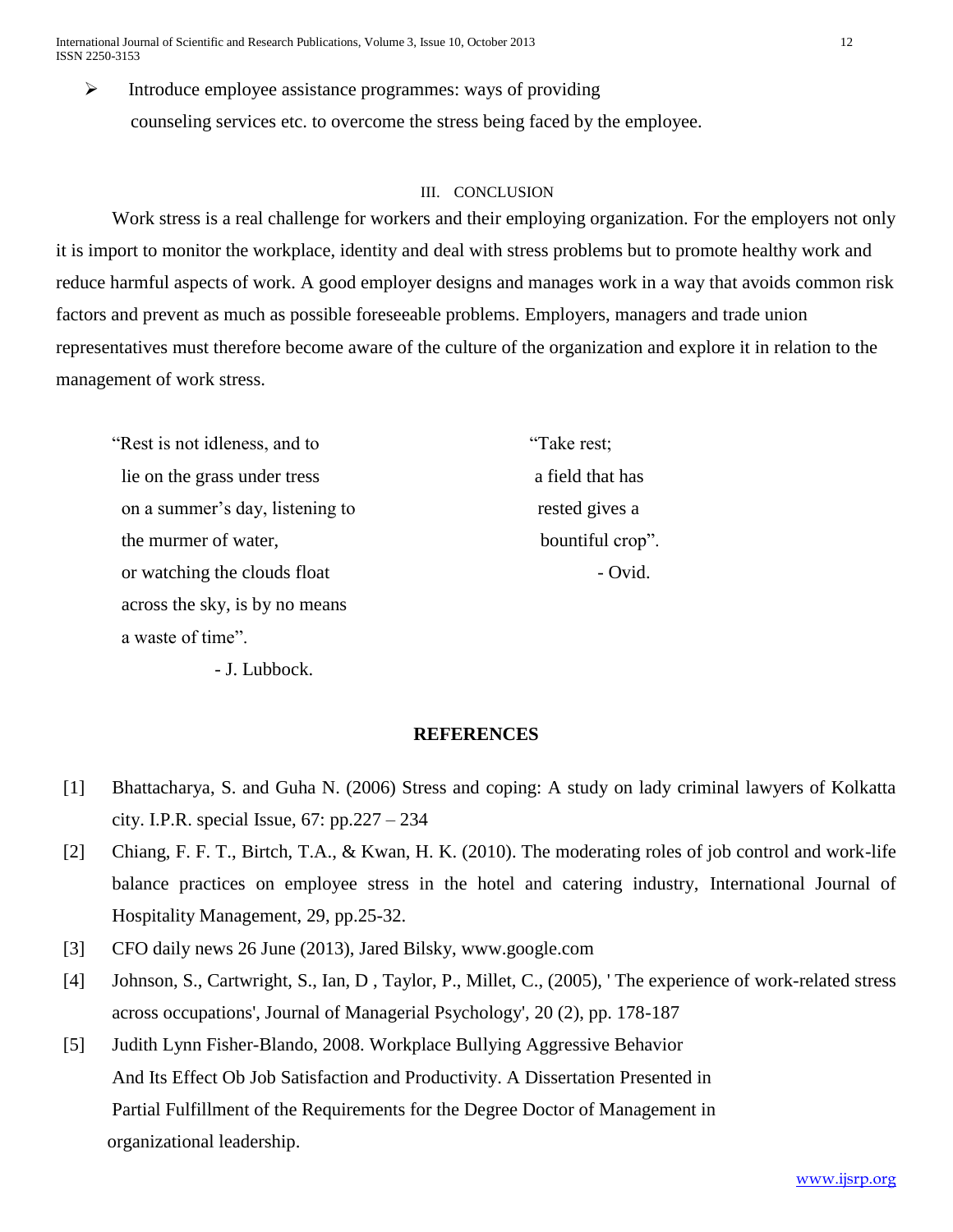- Introduce employee assistance programmes: ways of providing counseling services etc. to overcome the stress being faced by the employee.

## III. CONCLUSION

Work stress is a real challenge for workers and their employing organization. For the employers not only it is import to monitor the workplace, identity and deal with stress problems but to promote healthy work and reduce harmful aspects of work. A good employer designs and manages work in a way that avoids common risk factors and prevent as much as possible foreseeable problems. Employers, managers and trade union representatives must therefore become aware of the culture of the organization and explore it in relation to the management of work stress.

"Rest is not idleness, and to
lie on the grass under tress
on a summer's day, listening to
the murmer of water,
or watching the clouds float
across the sky, is by no means
a waste of time".

- J. Lubbock.

"Take rest;
a field that has
rested gives a
bountiful crop".

- Ovid.

## REFERENCES

[1] Bhattacharya, S. and Guha N. (2006) Stress and coping: A study on lady criminal lawyers of Kolkatta city. I.P.R. special Issue, 67: pp.227 – 234

[2] Chiang, F. F. T., Birtch, T.A., & Kwan, H. K. (2010). The moderating roles of job control and work-life balance practices on employee stress in the hotel and catering industry, International Journal of Hospitality Management, 29, pp.25-32.

[3] CFO daily news 26 June (2013), Jared Bilsky, www.google.com

[4] Johnson, S., Cartwright, S., Ian, D , Taylor, P., Millet, C., (2005), ' The experience of work-related stress across occupations', Journal of Managerial Psychology', 20 (2), pp. 178-187

[5] Judith Lynn Fisher-Blando, 2008. Workplace Bullying Aggressive Behavior And Its Effect Ob Job Satisfaction and Productivity. A Dissertation Presented in Partial Fulfillment of the Requirements for the Degree Doctor of Management in organizational leadership.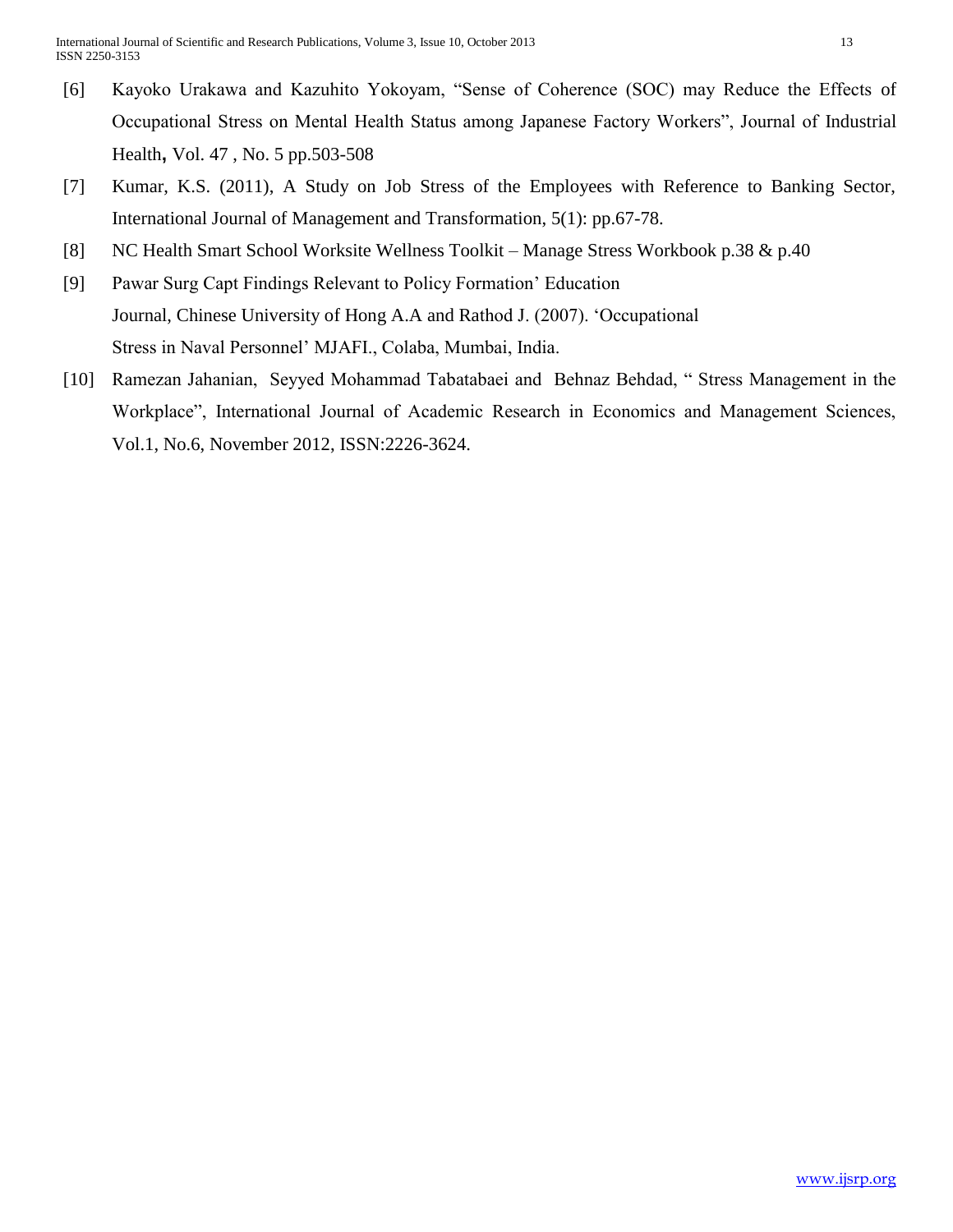[6] Kayoko Urakawa and Kazuhito Yokoyam, "Sense of Coherence (SOC) may Reduce the Effects of Occupational Stress on Mental Health Status among Japanese Factory Workers", Journal of Industrial Health**,** Vol. 47 , No. 5 pp.503-508

[7] Kumar, K.S. (2011), A Study on Job Stress of the Employees with Reference to Banking Sector, International Journal of Management and Transformation, 5(1): pp.67-78.

[8] NC Health Smart School Worksite Wellness Toolkit – Manage Stress Workbook p.38 & p.40

[9] Pawar Surg Capt Findings Relevant to Policy Formation' Education Journal, Chinese University of Hong A.A and Rathod J. (2007). 'Occupational Stress in Naval Personnel' MJAFI., Colaba, Mumbai, India.

[10] Ramezan Jahanian, Seyyed Mohammad Tabatabaei and Behnaz Behdad, " Stress Management in the Workplace", International Journal of Academic Research in Economics and Management Sciences, Vol.1, No.6, November 2012, ISSN:2226-3624.